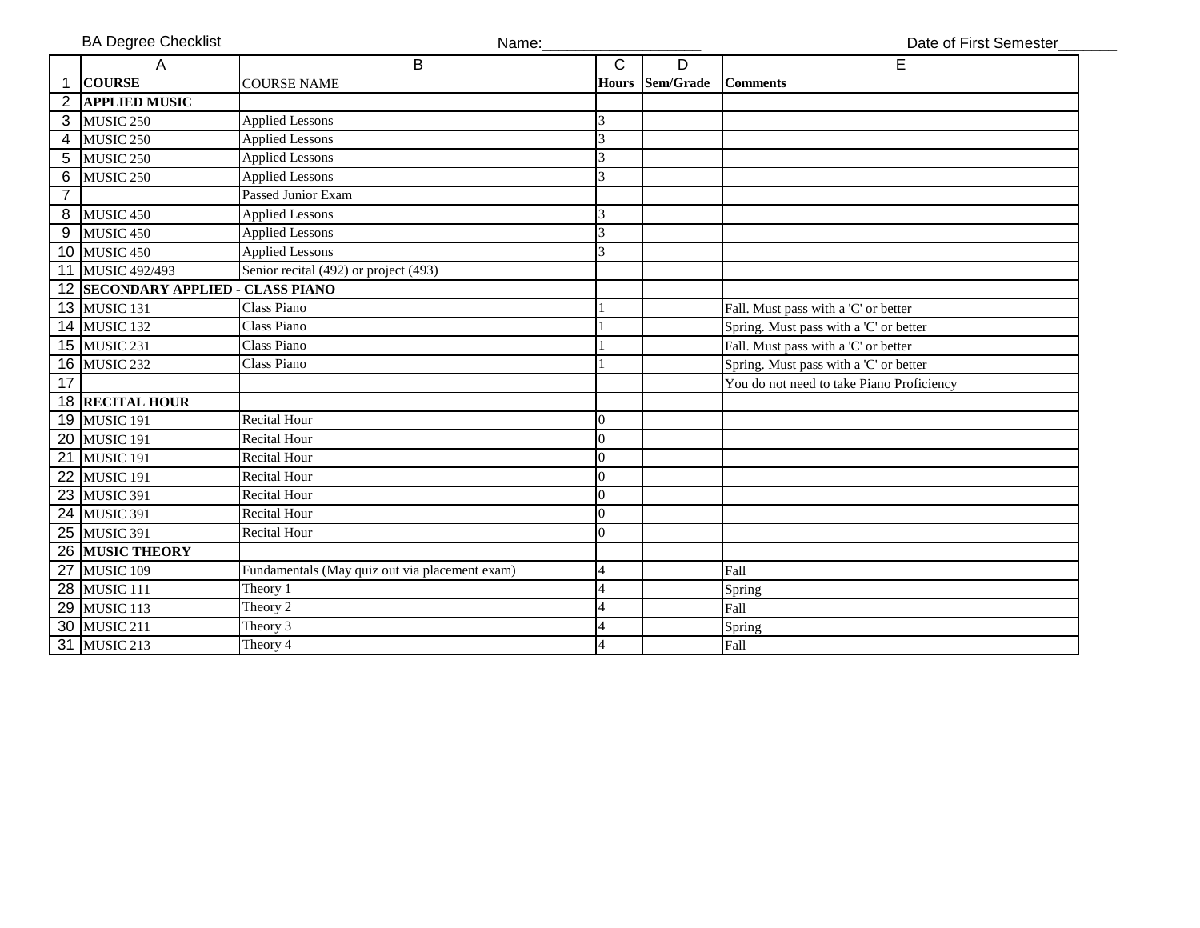BA Degree Checklist  Name:__________________  Date of First Semester_______

| | A | B | C | D | E |
|---|---|---|---|---|---|
| 1 | **COURSE** | COURSE NAME | **Hours** | **Sem/Grade** | **Comments** |
| 2 | **APPLIED MUSIC** | | | | |
| 3 | MUSIC 250 | Applied Lessons | 3 | | |
| 4 | MUSIC 250 | Applied Lessons | 3 | | |
| 5 | MUSIC 250 | Applied Lessons | 3 | | |
| 6 | MUSIC 250 | Applied Lessons | 3 | | |
| 7 | | Passed Junior Exam | | | |
| 8 | MUSIC 450 | Applied Lessons | 3 | | |
| 9 | MUSIC 450 | Applied Lessons | 3 | | |
| 10 | MUSIC 450 | Applied Lessons | 3 | | |
| 11 | MUSIC 492/493 | Senior recital (492) or project (493) | | | |
| 12 | **SECONDARY APPLIED - CLASS PIANO** | | | | |
| 13 | MUSIC 131 | Class Piano | 1 | | Fall. Must pass with a 'C' or better |
| 14 | MUSIC 132 | Class Piano | 1 | | Spring. Must pass with a 'C' or better |
| 15 | MUSIC 231 | Class Piano | 1 | | Fall. Must pass with a 'C' or better |
| 16 | MUSIC 232 | Class Piano | 1 | | Spring. Must pass with a 'C' or better |
| 17 | | | | | You do not need to take Piano Proficiency |
| 18 | **RECITAL HOUR** | | | | |
| 19 | MUSIC 191 | Recital Hour | 0 | | |
| 20 | MUSIC 191 | Recital Hour | 0 | | |
| 21 | MUSIC 191 | Recital Hour | 0 | | |
| 22 | MUSIC 191 | Recital Hour | 0 | | |
| 23 | MUSIC 391 | Recital Hour | 0 | | |
| 24 | MUSIC 391 | Recital Hour | 0 | | |
| 25 | MUSIC 391 | Recital Hour | 0 | | |
| 26 | **MUSIC THEORY** | | | | |
| 27 | MUSIC 109 | Fundamentals (May quiz out via placement exam) | 4 | | Fall |
| 28 | MUSIC 111 | Theory 1 | 4 | | Spring |
| 29 | MUSIC 113 | Theory 2 | 4 | | Fall |
| 30 | MUSIC 211 | Theory 3 | 4 | | Spring |
| 31 | MUSIC 213 | Theory 4 | 4 | | Fall |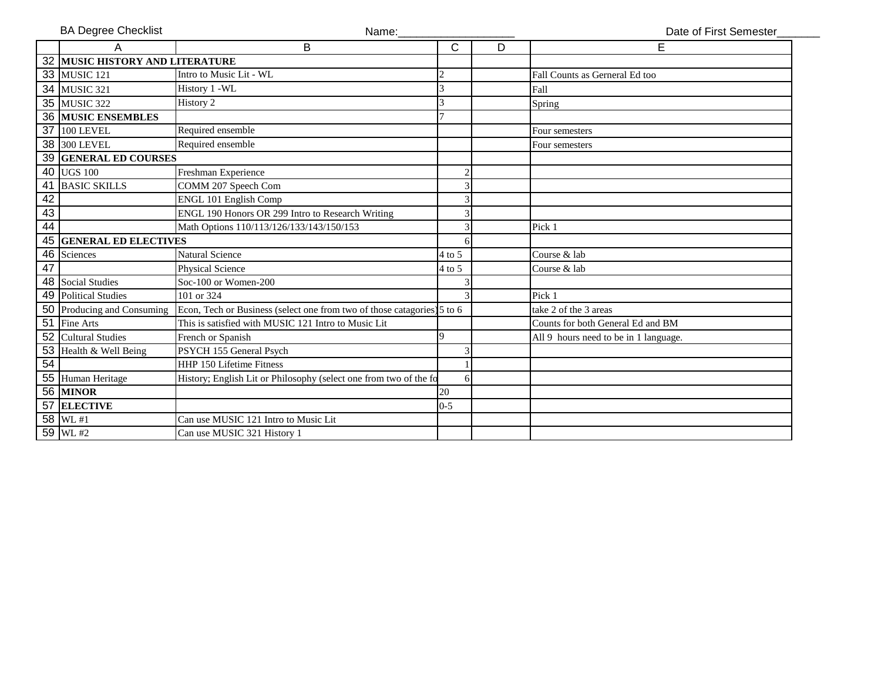BA Degree Checklist Name:__________________ Date of First Semester_______

| | A | B | C | D | E |
|---|---|---|---|---|---|
| 32 | **MUSIC HISTORY AND LITERATURE** | | | | |
| 33 | MUSIC 121 | Intro to Music Lit - WL | 2 | | Fall Counts as Gerneral Ed too |
| 34 | MUSIC 321 | History 1 -WL | 3 | | Fall |
| 35 | MUSIC 322 | History 2 | 3 | | Spring |
| 36 | **MUSIC ENSEMBLES** | | 7 | | |
| 37 | 100 LEVEL | Required ensemble | | | Four semesters |
| 38 | 300 LEVEL | Required ensemble | | | Four semesters |
| 39 | **GENERAL ED COURSES** | | | | |
| 40 | UGS 100 | Freshman Experience | 2 | | |
| 41 | BASIC SKILLS | COMM 207 Speech Com | 3 | | |
| 42 | | ENGL 101 English Comp | 3 | | |
| 43 | | ENGL 190 Honors OR 299 Intro to Research Writing | 3 | | |
| 44 | | Math Options 110/113/126/133/143/150/153 | 3 | | Pick 1 |
| 45 | **GENERAL ED ELECTIVES** | | 6 | | |
| 46 | Sciences | Natural Science | 4 to 5 | | Course & lab |
| 47 | | Physical Science | 4 to 5 | | Course & lab |
| 48 | Social Studies | Soc-100 or Women-200 | 3 | | |
| 49 | Political Studies | 101 or 324 | 3 | | Pick 1 |
| 50 | Producing and Consuming | Econ, Tech or Business (select one from two of those catagories) | 5 to 6 | | take 2 of the 3 areas |
| 51 | Fine Arts | This is satisfied with MUSIC 121 Intro to Music Lit | | | Counts for both General Ed and BM |
| 52 | Cultural Studies | French or Spanish | 9 | | All 9 hours need to be in 1 language. |
| 53 | Health & Well Being | PSYCH 155 General Psych | 3 | | |
| 54 | | HHP 150 Lifetime Fitness | 1 | | |
| 55 | Human Heritage | History; English Lit or Philosophy (select one from two of the fo | 6 | | |
| 56 | **MINOR** | | 20 | | |
| 57 | **ELECTIVE** | | 0-5 | | |
| 58 | WL #1 | Can use MUSIC 121 Intro to Music Lit | | | |
| 59 | WL #2 | Can use MUSIC 321 History 1 | | | |